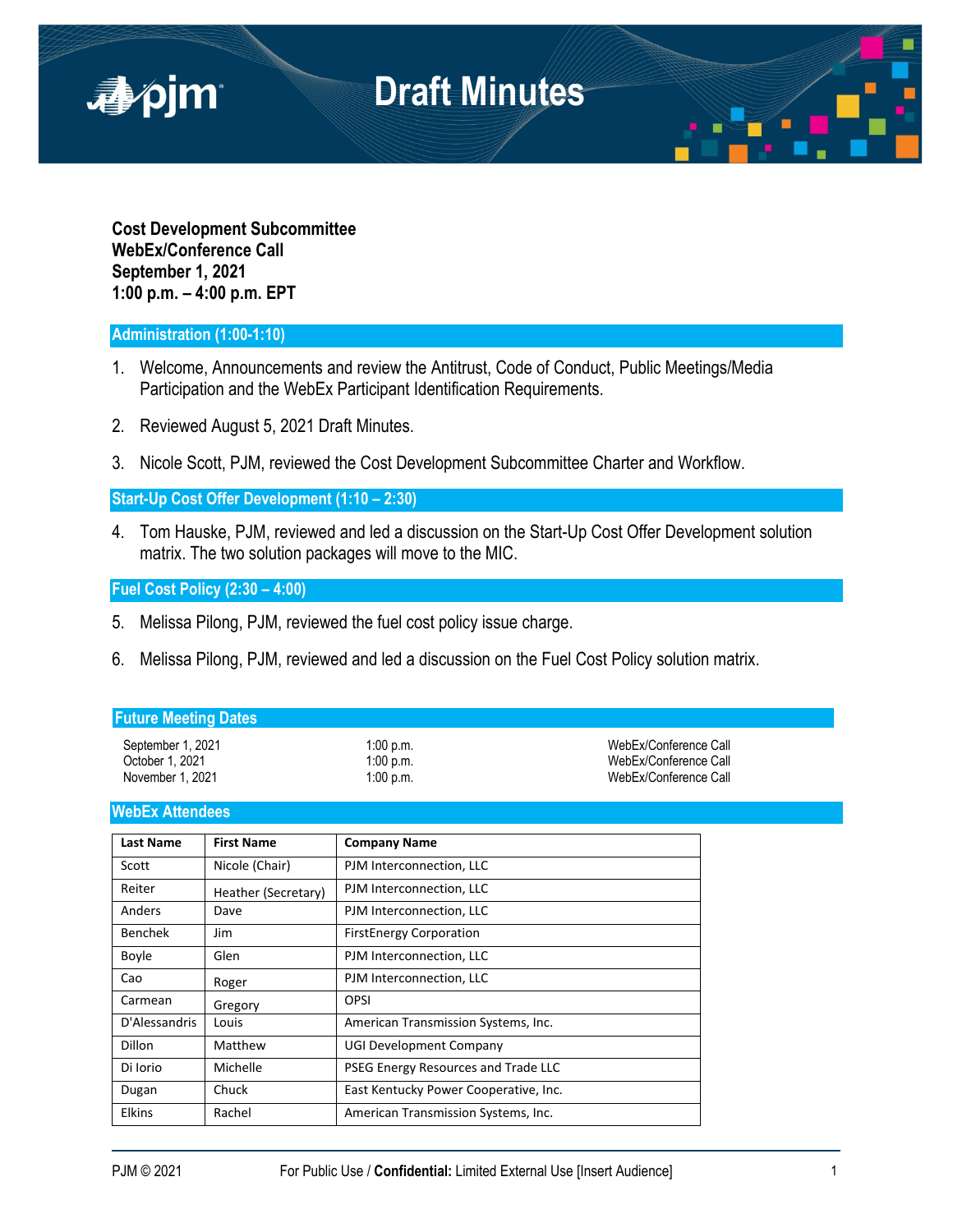# Draft Minutes

**Cost Development Subcommittee**
**WebEx/Conference Call**
**September 1, 2021**
**1:00 p.m. – 4:00 p.m. EPT**

## Administration (1:00-1:10)

1. Welcome, Announcements and review the Antitrust, Code of Conduct, Public Meetings/Media Participation and the WebEx Participant Identification Requirements.

2. Reviewed August 5, 2021 Draft Minutes.

3. Nicole Scott, PJM, reviewed the Cost Development Subcommittee Charter and Workflow.

## Start-Up Cost Offer Development (1:10 – 2:30)

4. Tom Hauske, PJM, reviewed and led a discussion on the Start-Up Cost Offer Development solution matrix. The two solution packages will move to the MIC.

## Fuel Cost Policy (2:30 – 4:00)

5. Melissa Pilong, PJM, reviewed the fuel cost policy issue charge.

6. Melissa Pilong, PJM, reviewed and led a discussion on the Fuel Cost Policy solution matrix.

## Future Meeting Dates

| | | |
|---|---|---|
| September 1, 2021 | 1:00 p.m. | WebEx/Conference Call |
| October 1, 2021 | 1:00 p.m. | WebEx/Conference Call |
| November 1, 2021 | 1:00 p.m. | WebEx/Conference Call |

## WebEx Attendees

| Last Name | First Name | Company Name |
|---|---|---|
| Scott | Nicole (Chair) | PJM Interconnection, LLC |
| Reiter | Heather (Secretary) | PJM Interconnection, LLC |
| Anders | Dave | PJM Interconnection, LLC |
| Benchek | Jim | FirstEnergy Corporation |
| Boyle | Glen | PJM Interconnection, LLC |
| Cao | Roger | PJM Interconnection, LLC |
| Carmean | Gregory | OPSI |
| D'Alessandris | Louis | American Transmission Systems, Inc. |
| Dillon | Matthew | UGI Development Company |
| Di Iorio | Michelle | PSEG Energy Resources and Trade LLC |
| Dugan | Chuck | East Kentucky Power Cooperative, Inc. |
| Elkins | Rachel | American Transmission Systems, Inc. |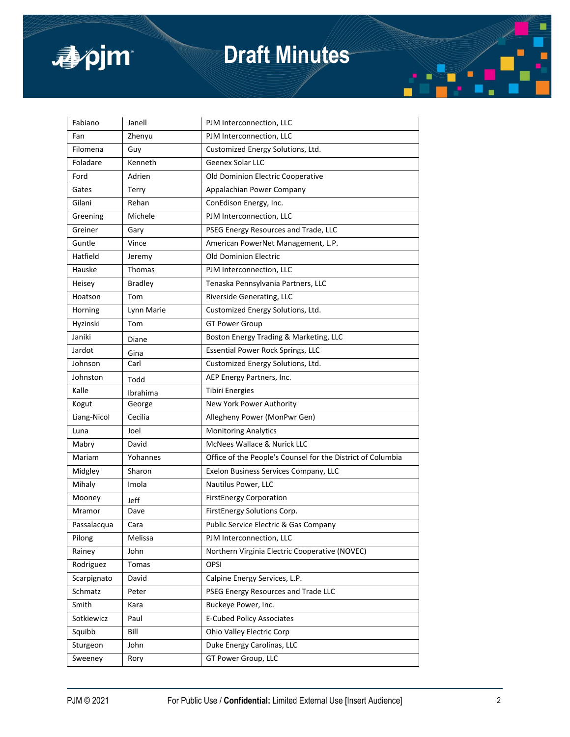| Fabiano | Janell | PJM Interconnection, LLC |
|---|---|---|
| Fan | Zhenyu | PJM Interconnection, LLC |
| Filomena | Guy | Customized Energy Solutions, Ltd. |
| Foladare | Kenneth | Geenex Solar LLC |
| Ford | Adrien | Old Dominion Electric Cooperative |
| Gates | Terry | Appalachian Power Company |
| Gilani | Rehan | ConEdison Energy, Inc. |
| Greening | Michele | PJM Interconnection, LLC |
| Greiner | Gary | PSEG Energy Resources and Trade, LLC |
| Guntle | Vince | American PowerNet Management, L.P. |
| Hatfield | Jeremy | Old Dominion Electric |
| Hauske | Thomas | PJM Interconnection, LLC |
| Heisey | Bradley | Tenaska Pennsylvania Partners, LLC |
| Hoatson | Tom | Riverside Generating, LLC |
| Horning | Lynn Marie | Customized Energy Solutions, Ltd. |
| Hyzinski | Tom | GT Power Group |
| Janiki | Diane | Boston Energy Trading & Marketing, LLC |
| Jardot | Gina | Essential Power Rock Springs, LLC |
| Johnson | Carl | Customized Energy Solutions, Ltd. |
| Johnston | Todd | AEP Energy Partners, Inc. |
| Kalle | Ibrahima | Tibiri Energies |
| Kogut | George | New York Power Authority |
| Liang-Nicol | Cecilia | Allegheny Power (MonPwr Gen) |
| Luna | Joel | Monitoring Analytics |
| Mabry | David | McNees Wallace & Nurick LLC |
| Mariam | Yohannes | Office of the People's Counsel for the District of Columbia |
| Midgley | Sharon | Exelon Business Services Company, LLC |
| Mihaly | Imola | Nautilus Power, LLC |
| Mooney | Jeff | FirstEnergy Corporation |
| Mramor | Dave | FirstEnergy Solutions Corp. |
| Passalacqua | Cara | Public Service Electric & Gas Company |
| Pilong | Melissa | PJM Interconnection, LLC |
| Rainey | John | Northern Virginia Electric Cooperative (NOVEC) |
| Rodriguez | Tomas | OPSI |
| Scarpignato | David | Calpine Energy Services, L.P. |
| Schmatz | Peter | PSEG Energy Resources and Trade LLC |
| Smith | Kara | Buckeye Power, Inc. |
| Sotkiewicz | Paul | E-Cubed Policy Associates |
| Squibb | Bill | Ohio Valley Electric Corp |
| Sturgeon | John | Duke Energy Carolinas, LLC |
| Sweeney | Rory | GT Power Group, LLC |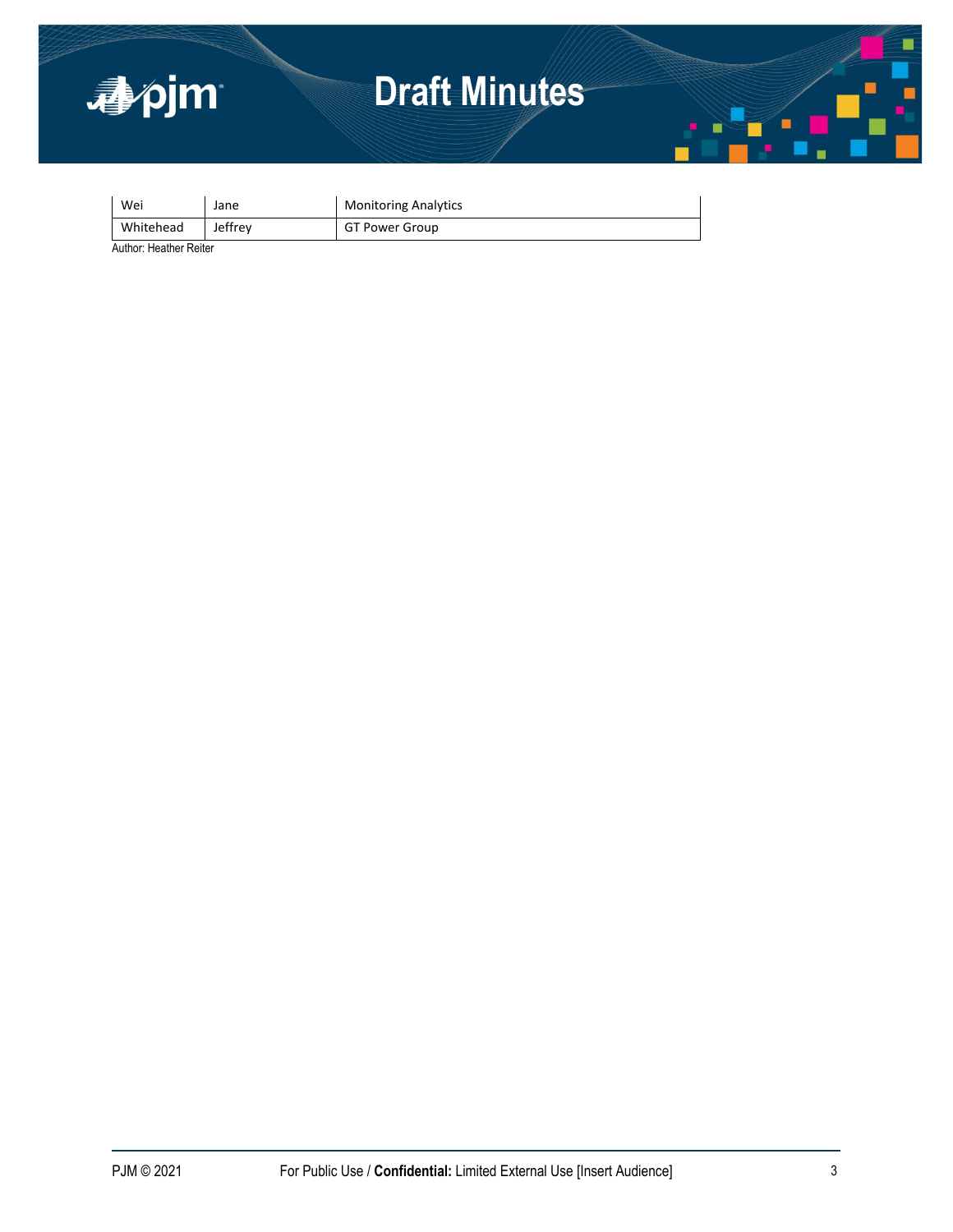| | | |
|---|---|---|
| Wei | Jane | Monitoring Analytics |
| Whitehead | Jeffrey | GT Power Group |

Author: Heather Reiter